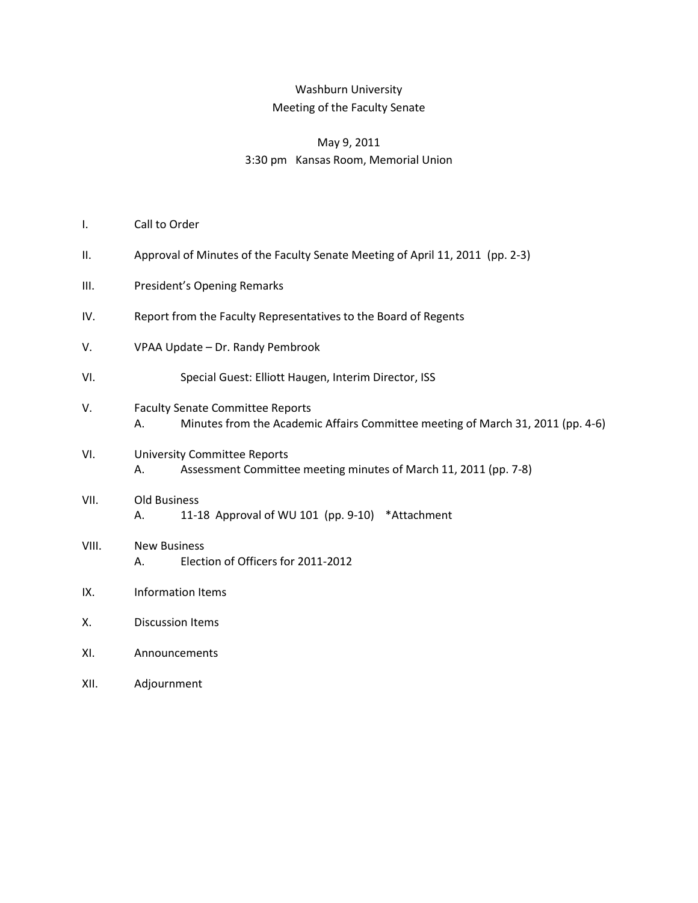# Washburn University
## Meeting of the Faculty Senate

May 9, 2011
3:30 pm Kansas Room, Memorial Union

I. Call to Order

II. Approval of Minutes of the Faculty Senate Meeting of April 11, 2011 (pp. 2-3)

III. President's Opening Remarks

IV. Report from the Faculty Representatives to the Board of Regents

V. VPAA Update – Dr. Randy Pembrook

VI. Special Guest: Elliott Haugen, Interim Director, ISS

V. Faculty Senate Committee Reports
   A. Minutes from the Academic Affairs Committee meeting of March 31, 2011 (pp. 4-6)

VI. University Committee Reports
   A. Assessment Committee meeting minutes of March 11, 2011 (pp. 7-8)

VII. Old Business
   A. 11-18 Approval of WU 101 (pp. 9-10) *Attachment

VIII. New Business
   A. Election of Officers for 2011-2012

IX. Information Items

X. Discussion Items

XI. Announcements

XII. Adjournment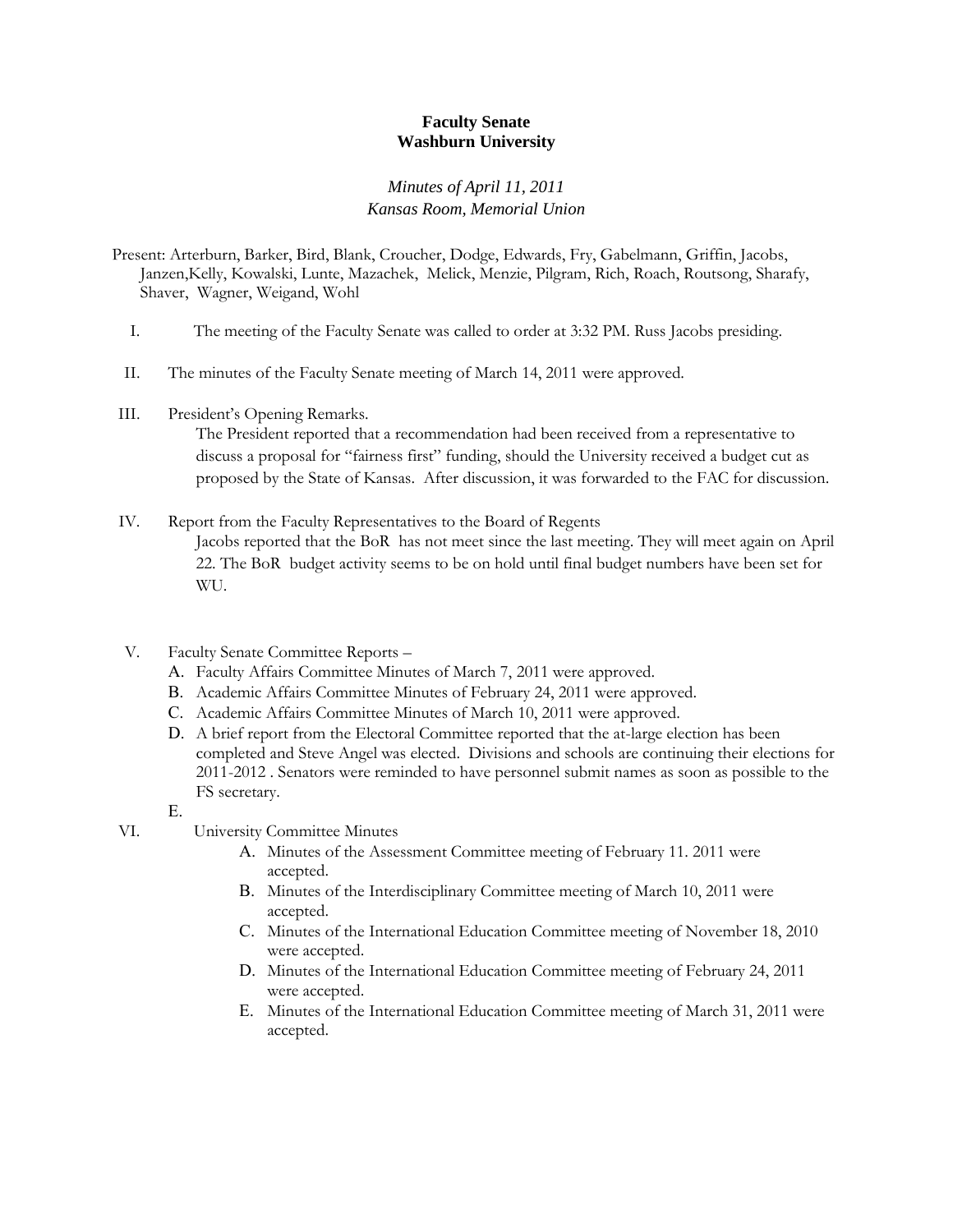**Faculty Senate**
**Washburn University**

*Minutes of April 11, 2011*
*Kansas Room, Memorial Union*

Present: Arterburn, Barker, Bird, Blank, Croucher, Dodge, Edwards, Fry, Gabelmann, Griffin, Jacobs, Janzen,Kelly, Kowalski, Lunte, Mazachek, Melick, Menzie, Pilgram, Rich, Roach, Routsong, Sharafy, Shaver, Wagner, Weigand, Wohl

I. The meeting of the Faculty Senate was called to order at 3:32 PM. Russ Jacobs presiding.

II. The minutes of the Faculty Senate meeting of March 14, 2011 were approved.

III. President's Opening Remarks.
The President reported that a recommendation had been received from a representative to discuss a proposal for "fairness first" funding, should the University received a budget cut as proposed by the State of Kansas. After discussion, it was forwarded to the FAC for discussion.

IV. Report from the Faculty Representatives to the Board of Regents
Jacobs reported that the BoR has not meet since the last meeting. They will meet again on April 22. The BoR budget activity seems to be on hold until final budget numbers have been set for WU.

V. Faculty Senate Committee Reports –
   A. Faculty Affairs Committee Minutes of March 7, 2011 were approved.
   B. Academic Affairs Committee Minutes of February 24, 2011 were approved.
   C. Academic Affairs Committee Minutes of March 10, 2011 were approved.
   D. A brief report from the Electoral Committee reported that the at-large election has been completed and Steve Angel was elected. Divisions and schools are continuing their elections for 2011-2012 . Senators were reminded to have personnel submit names as soon as possible to the FS secretary.
   E.

VI. University Committee Minutes
   A. Minutes of the Assessment Committee meeting of February 11. 2011 were accepted.
   B. Minutes of the Interdisciplinary Committee meeting of March 10, 2011 were accepted.
   C. Minutes of the International Education Committee meeting of November 18, 2010 were accepted.
   D. Minutes of the International Education Committee meeting of February 24, 2011 were accepted.
   E. Minutes of the International Education Committee meeting of March 31, 2011 were accepted.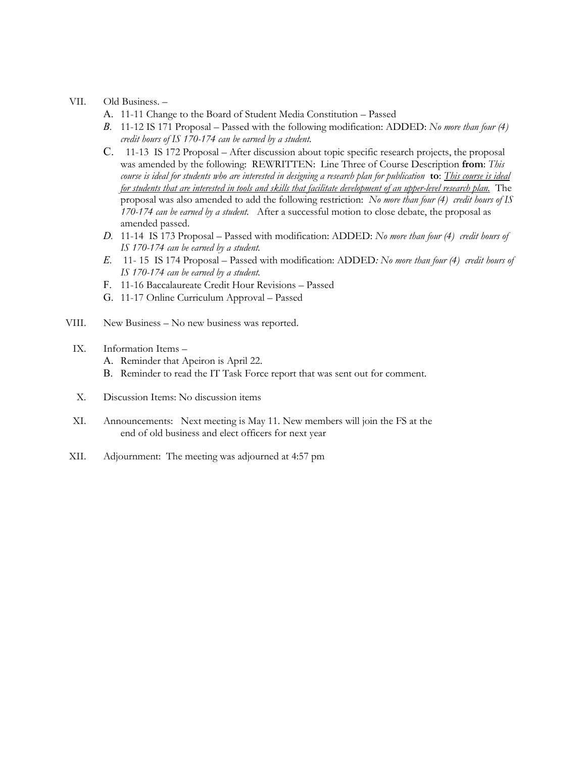VII. Old Business. –

A. 11-11 Change to the Board of Student Media Constitution – Passed

*B.* 11-12 IS 171 Proposal – Passed with the following modification: ADDED: *No more than four (4) credit hours of IS 170-174 can be earned by a student.*

C. 11-13 IS 172 Proposal – After discussion about topic specific research projects, the proposal was amended by the following: REWRITTEN: Line Three of Course Description **from**: *This course is ideal for students who are interested in designing a research plan for publication* **to**: <u>*This course is ideal for students that are interested in tools and skills that facilitate development of an upper-level research plan.*</u> The proposal was also amended to add the following restriction: *No more than four (4) credit hours of IS 170-174 can be earned by a student.* After a successful motion to close debate, the proposal as amended passed.

*D.* 11-14 IS 173 Proposal – Passed with modification: ADDED: *No more than four (4) credit hours of IS 170-174 can be earned by a student.*

*E.* 11- 15 IS 174 Proposal – Passed with modification: ADDED*: No more than four (4) credit hours of IS 170-174 can be earned by a student.*

F. 11-16 Baccalaureate Credit Hour Revisions – Passed

G. 11-17 Online Curriculum Approval – Passed

VIII. New Business – No new business was reported.

IX. Information Items –

A. Reminder that Apeiron is April 22.

B. Reminder to read the IT Task Force report that was sent out for comment.

X. Discussion Items: No discussion items

XI. Announcements: Next meeting is May 11. New members will join the FS at the end of old business and elect officers for next year

XII. Adjournment: The meeting was adjourned at 4:57 pm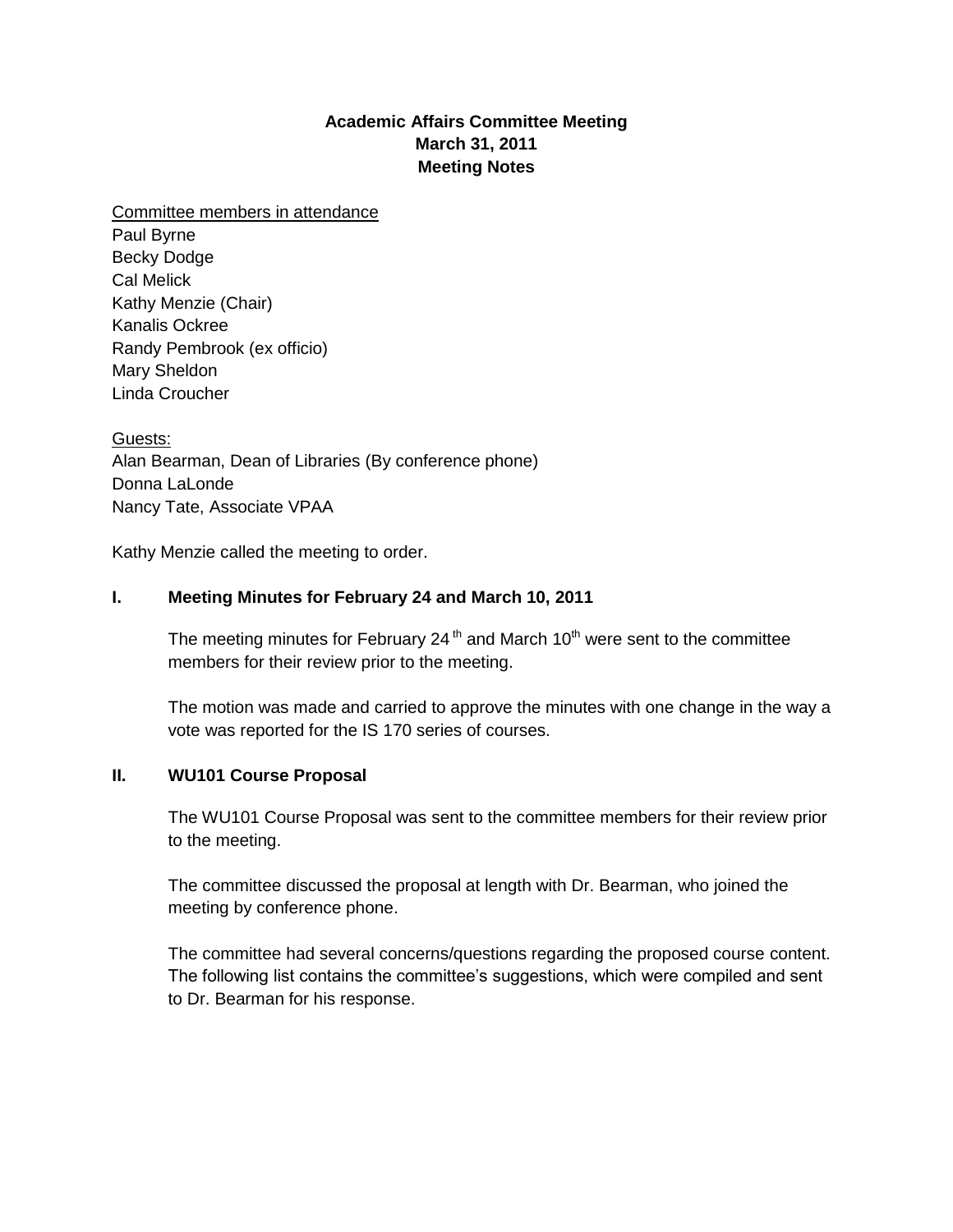**Academic Affairs Committee Meeting**
**March 31, 2011**
**Meeting Notes**

Committee members in attendance
Paul Byrne
Becky Dodge
Cal Melick
Kathy Menzie (Chair)
Kanalis Ockree
Randy Pembrook (ex officio)
Mary Sheldon
Linda Croucher

Guests:
Alan Bearman, Dean of Libraries (By conference phone)
Donna LaLonde
Nancy Tate, Associate VPAA

Kathy Menzie called the meeting to order.

## I. Meeting Minutes for February 24 and March 10, 2011

The meeting minutes for February 24th and March 10th were sent to the committee members for their review prior to the meeting.

The motion was made and carried to approve the minutes with one change in the way a vote was reported for the IS 170 series of courses.

## II. WU101 Course Proposal

The WU101 Course Proposal was sent to the committee members for their review prior to the meeting.

The committee discussed the proposal at length with Dr. Bearman, who joined the meeting by conference phone.

The committee had several concerns/questions regarding the proposed course content. The following list contains the committee's suggestions, which were compiled and sent to Dr. Bearman for his response.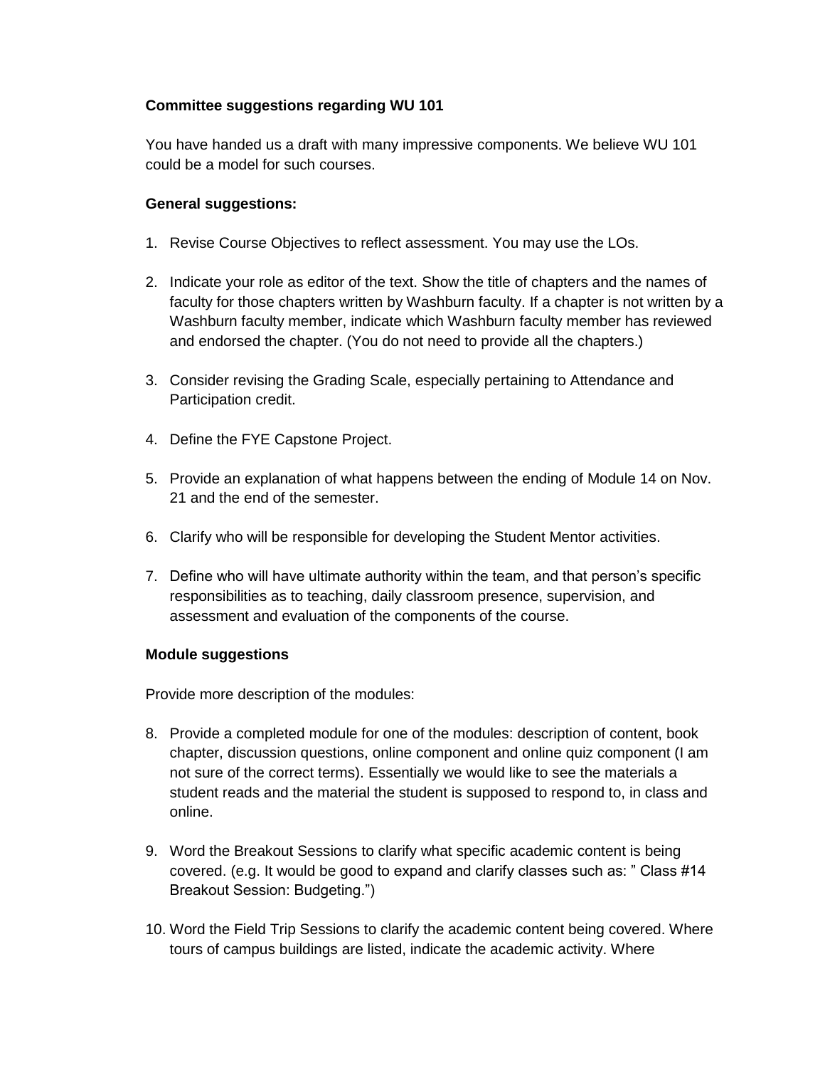**Committee suggestions regarding WU 101**

You have handed us a draft with many impressive components. We believe WU 101 could be a model for such courses.

**General suggestions:**

1. Revise Course Objectives to reflect assessment. You may use the LOs.

2. Indicate your role as editor of the text. Show the title of chapters and the names of faculty for those chapters written by Washburn faculty. If a chapter is not written by a Washburn faculty member, indicate which Washburn faculty member has reviewed and endorsed the chapter. (You do not need to provide all the chapters.)

3. Consider revising the Grading Scale, especially pertaining to Attendance and Participation credit.

4. Define the FYE Capstone Project.

5. Provide an explanation of what happens between the ending of Module 14 on Nov. 21 and the end of the semester.

6. Clarify who will be responsible for developing the Student Mentor activities.

7. Define who will have ultimate authority within the team, and that person's specific responsibilities as to teaching, daily classroom presence, supervision, and assessment and evaluation of the components of the course.

**Module suggestions**

Provide more description of the modules:

8. Provide a completed module for one of the modules: description of content, book chapter, discussion questions, online component and online quiz component (I am not sure of the correct terms). Essentially we would like to see the materials a student reads and the material the student is supposed to respond to, in class and online.

9. Word the Breakout Sessions to clarify what specific academic content is being covered. (e.g. It would be good to expand and clarify classes such as: " Class #14 Breakout Session: Budgeting.")

10. Word the Field Trip Sessions to clarify the academic content being covered. Where tours of campus buildings are listed, indicate the academic activity. Where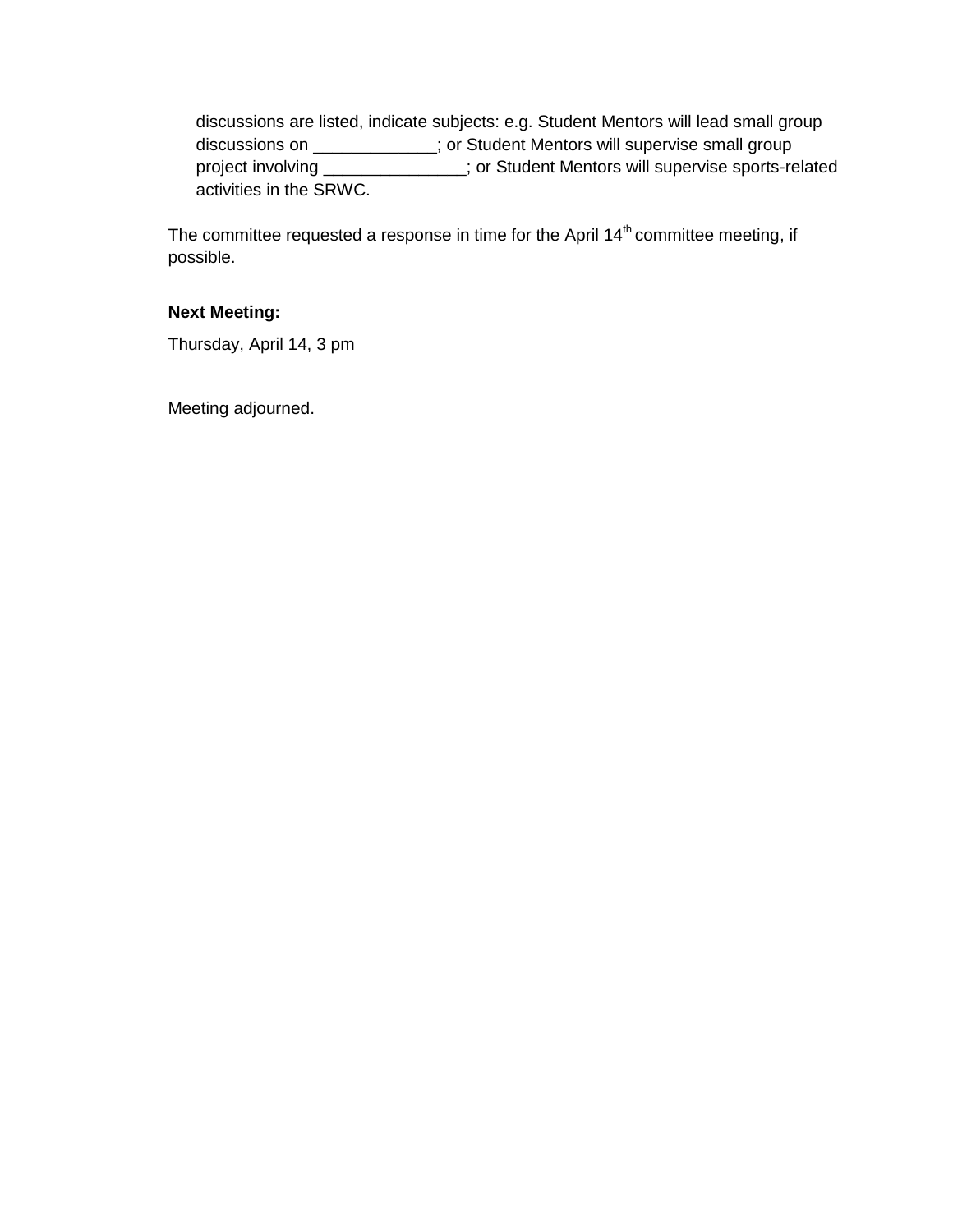discussions are listed, indicate subjects: e.g. Student Mentors will lead small group discussions on _____________; or Student Mentors will supervise small group project involving _______________; or Student Mentors will supervise sports-related activities in the SRWC.

The committee requested a response in time for the April 14th committee meeting, if possible.

**Next Meeting:**

Thursday, April 14, 3 pm

Meeting adjourned.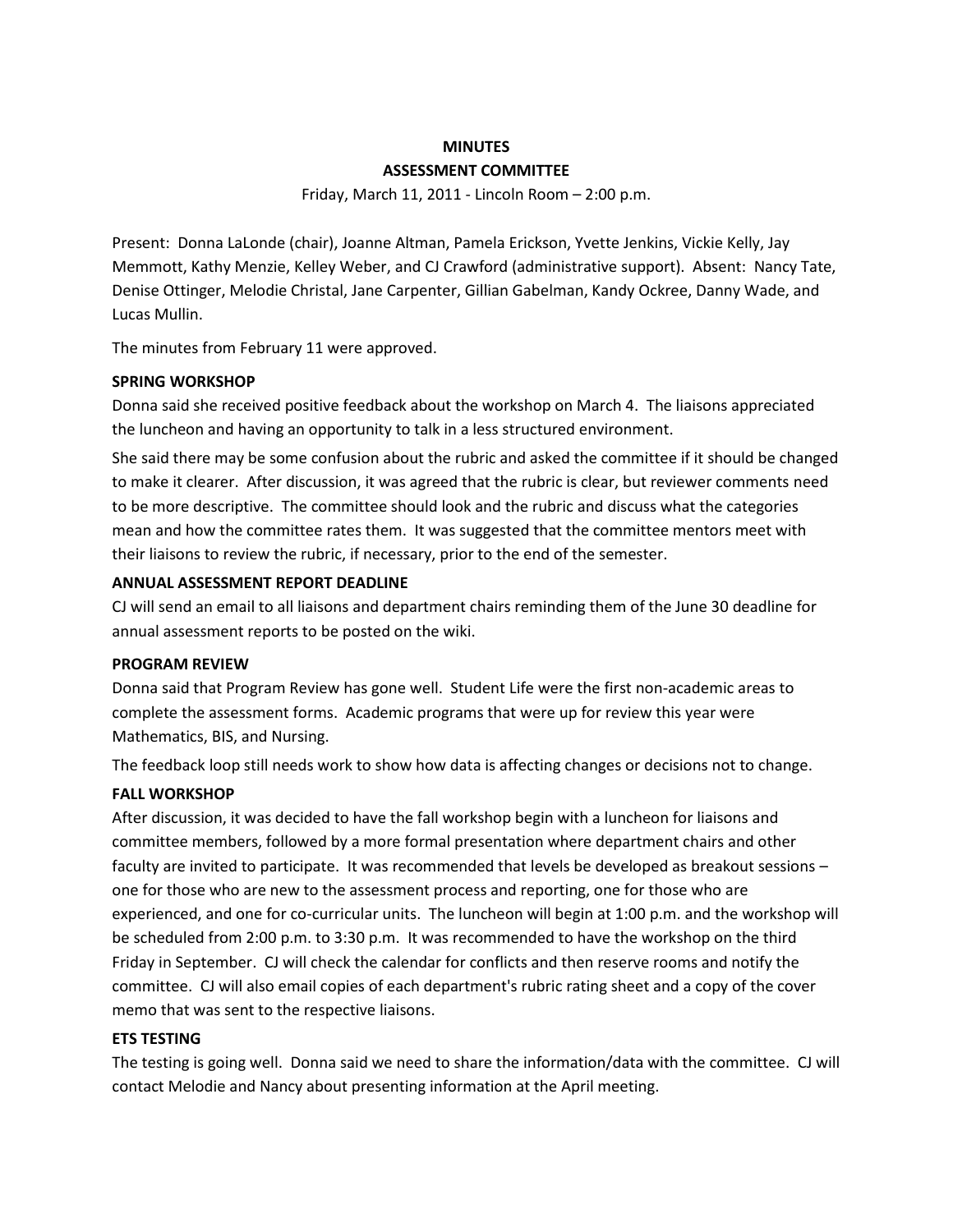**MINUTES**

**ASSESSMENT COMMITTEE**

Friday, March 11, 2011 - Lincoln Room – 2:00 p.m.

Present: Donna LaLonde (chair), Joanne Altman, Pamela Erickson, Yvette Jenkins, Vickie Kelly, Jay Memmott, Kathy Menzie, Kelley Weber, and CJ Crawford (administrative support). Absent: Nancy Tate, Denise Ottinger, Melodie Christal, Jane Carpenter, Gillian Gabelman, Kandy Ockree, Danny Wade, and Lucas Mullin.

The minutes from February 11 were approved.

**SPRING WORKSHOP**

Donna said she received positive feedback about the workshop on March 4. The liaisons appreciated the luncheon and having an opportunity to talk in a less structured environment.

She said there may be some confusion about the rubric and asked the committee if it should be changed to make it clearer. After discussion, it was agreed that the rubric is clear, but reviewer comments need to be more descriptive. The committee should look and the rubric and discuss what the categories mean and how the committee rates them. It was suggested that the committee mentors meet with their liaisons to review the rubric, if necessary, prior to the end of the semester.

**ANNUAL ASSESSMENT REPORT DEADLINE**

CJ will send an email to all liaisons and department chairs reminding them of the June 30 deadline for annual assessment reports to be posted on the wiki.

**PROGRAM REVIEW**

Donna said that Program Review has gone well. Student Life were the first non-academic areas to complete the assessment forms. Academic programs that were up for review this year were Mathematics, BIS, and Nursing.

The feedback loop still needs work to show how data is affecting changes or decisions not to change.

**FALL WORKSHOP**

After discussion, it was decided to have the fall workshop begin with a luncheon for liaisons and committee members, followed by a more formal presentation where department chairs and other faculty are invited to participate. It was recommended that levels be developed as breakout sessions – one for those who are new to the assessment process and reporting, one for those who are experienced, and one for co-curricular units. The luncheon will begin at 1:00 p.m. and the workshop will be scheduled from 2:00 p.m. to 3:30 p.m. It was recommended to have the workshop on the third Friday in September. CJ will check the calendar for conflicts and then reserve rooms and notify the committee. CJ will also email copies of each department's rubric rating sheet and a copy of the cover memo that was sent to the respective liaisons.

**ETS TESTING**

The testing is going well. Donna said we need to share the information/data with the committee. CJ will contact Melodie and Nancy about presenting information at the April meeting.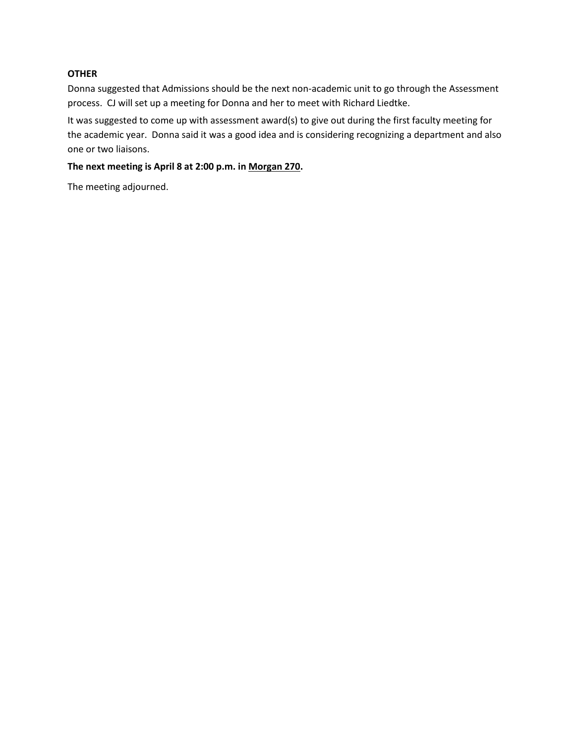**OTHER**

Donna suggested that Admissions should be the next non-academic unit to go through the Assessment process. CJ will set up a meeting for Donna and her to meet with Richard Liedtke.

It was suggested to come up with assessment award(s) to give out during the first faculty meeting for the academic year. Donna said it was a good idea and is considering recognizing a department and also one or two liaisons.

**The next meeting is April 8 at 2:00 p.m. in <u>Morgan 270</u>.**

The meeting adjourned.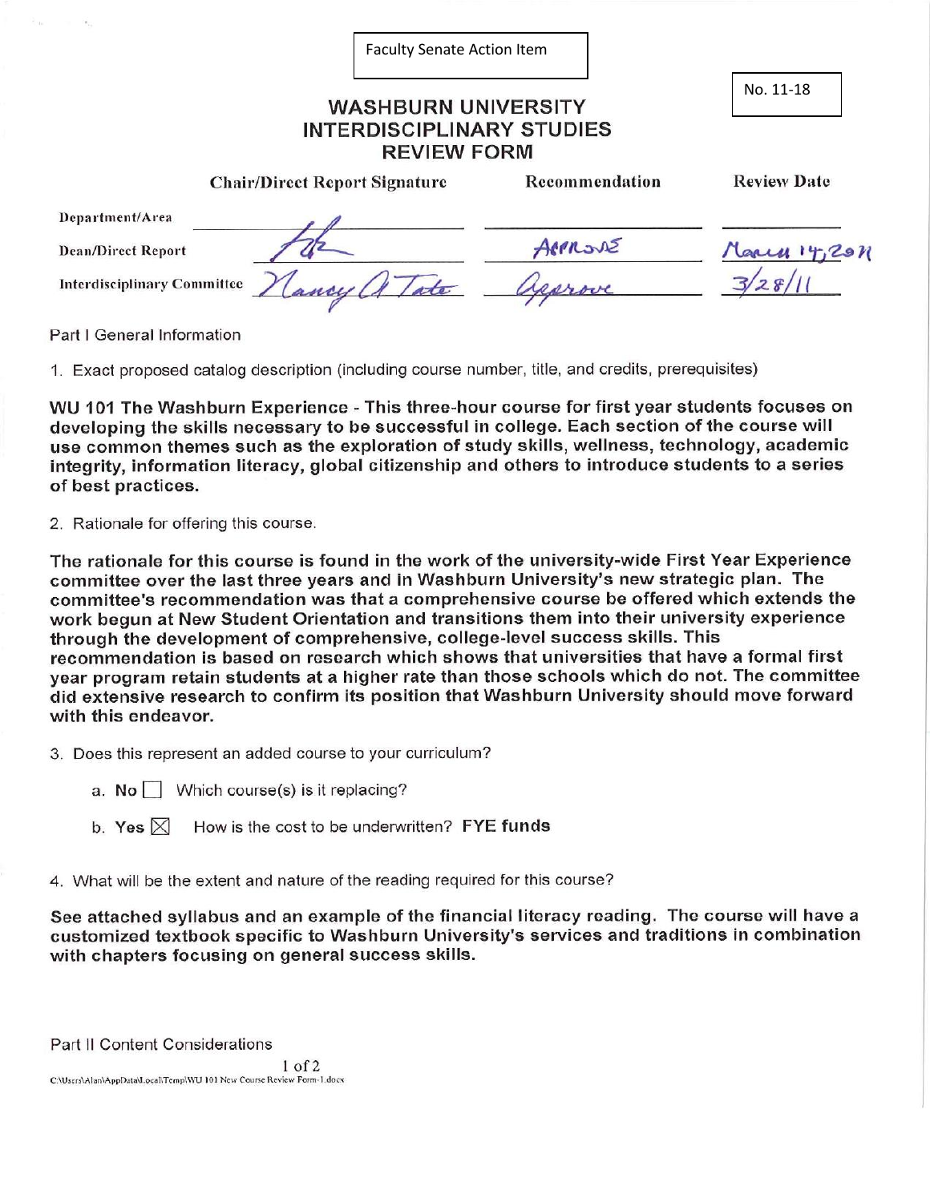Faculty Senate Action Item

No. 11-18

# WASHBURN UNIVERSITY INTERDISCIPLINARY STUDIES REVIEW FORM

| | Chair/Direct Report Signature | Recommendation | Review Date |
|---|---|---|---|
| Department/Area | | | |
| Dean/Direct Report | [signature] | APPROVE | March 14, 2011 |
| Interdisciplinary Committee | Nancy A Tate | Approve | 3/28/11 |

Part I General Information

1. Exact proposed catalog description (including course number, title, and credits, prerequisites)

**WU 101 The Washburn Experience - This three-hour course for first year students focuses on developing the skills necessary to be successful in college. Each section of the course will use common themes such as the exploration of study skills, wellness, technology, academic integrity, information literacy, global citizenship and others to introduce students to a series of best practices.**

2. Rationale for offering this course.

**The rationale for this course is found in the work of the university-wide First Year Experience committee over the last three years and in Washburn University's new strategic plan. The committee's recommendation was that a comprehensive course be offered which extends the work begun at New Student Orientation and transitions them into their university experience through the development of comprehensive, college-level success skills. This recommendation is based on research which shows that universities that have a formal first year program retain students at a higher rate than those schools which do not. The committee did extensive research to confirm its position that Washburn University should move forward with this endeavor.**

3. Does this represent an added course to your curriculum?

   a. No ☐ Which course(s) is it replacing?

   b. Yes ☒ How is the cost to be underwritten? **FYE funds**

4. What will be the extent and nature of the reading required for this course?

**See attached syllabus and an example of the financial literacy reading. The course will have a customized textbook specific to Washburn University's services and traditions in combination with chapters focusing on general success skills.**

Part II Content Considerations

C:\Users\Alan\AppData\Local\Temp\WU 101 New Course Review Form-1.docx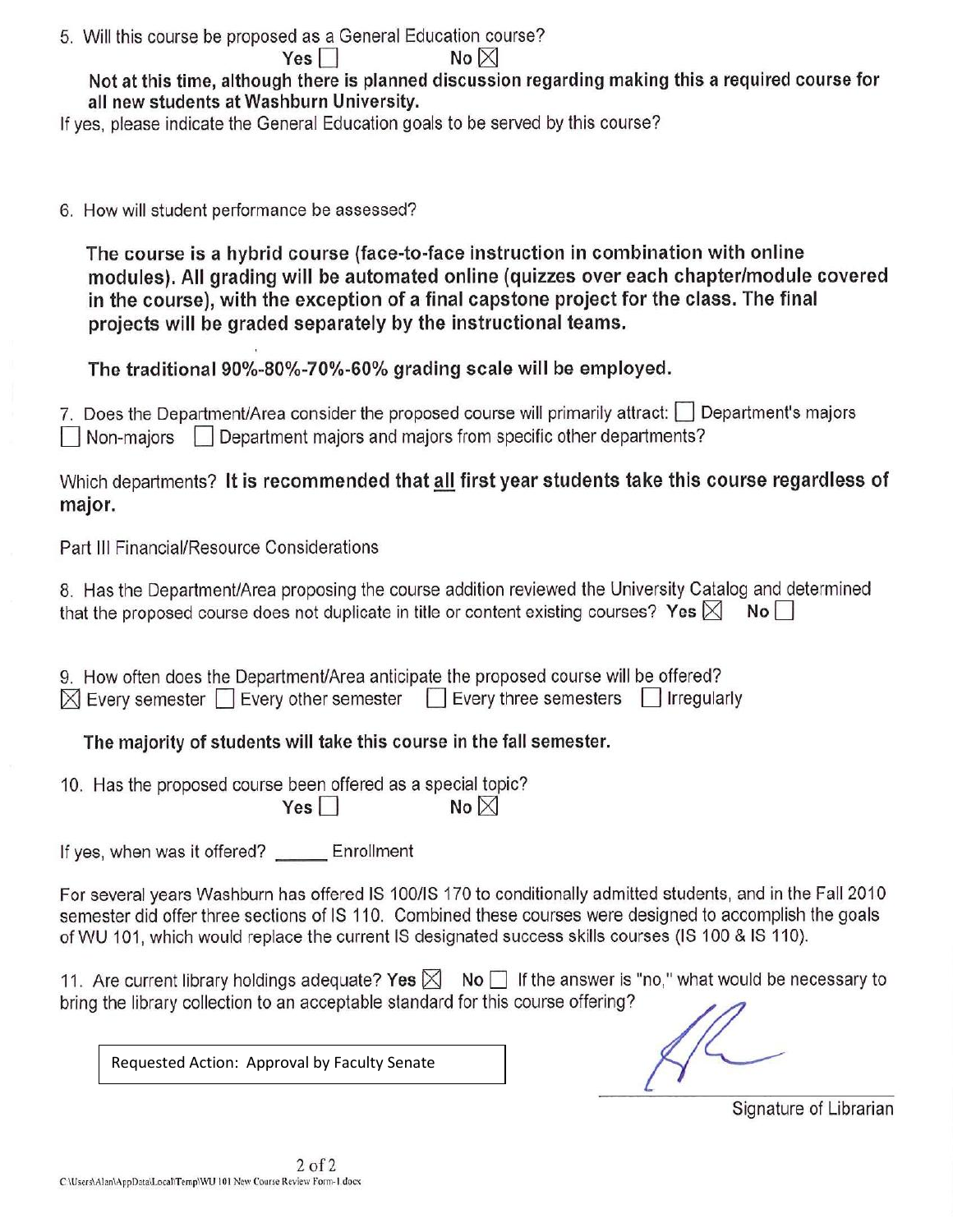5. Will this course be proposed as a General Education course?

Yes ☐ No ☒

**Not at this time, although there is planned discussion regarding making this a required course for all new students at Washburn University.**

If yes, please indicate the General Education goals to be served by this course?

6. How will student performance be assessed?

**The course is a hybrid course (face-to-face instruction in combination with online modules). All grading will be automated online (quizzes over each chapter/module covered in the course), with the exception of a final capstone project for the class. The final projects will be graded separately by the instructional teams.**

**The traditional 90%-80%-70%-60% grading scale will be employed.**

7. Does the Department/Area consider the proposed course will primarily attract: ☐ Department's majors ☐ Non-majors ☐ Department majors and majors from specific other departments?

Which departments? **It is recommended that <u>all</u> first year students take this course regardless of major.**

Part III Financial/Resource Considerations

8. Has the Department/Area proposing the course addition reviewed the University Catalog and determined that the proposed course does not duplicate in title or content existing courses? **Yes** ☒ **No** ☐

9. How often does the Department/Area anticipate the proposed course will be offered?

☒ Every semester ☐ Every other semester ☐ Every three semesters ☐ Irregularly

**The majority of students will take this course in the fall semester.**

10. Has the proposed course been offered as a special topic?

**Yes** ☐ **No** ☒

If yes, when was it offered? _____ Enrollment

For several years Washburn has offered IS 100/IS 170 to conditionally admitted students, and in the Fall 2010 semester did offer three sections of IS 110. Combined these courses were designed to accomplish the goals of WU 101, which would replace the current IS designated success skills courses (IS 100 & IS 110).

11. Are current library holdings adequate? **Yes** ☒ **No** ☐ If the answer is "no," what would be necessary to bring the library collection to an acceptable standard for this course offering?

| Requested Action: Approval by Faculty Senate |
|---|

Signature of Librarian

C:\Users\Alan\AppData\Local\Temp\WU 101 New Course Review Form-1.docx